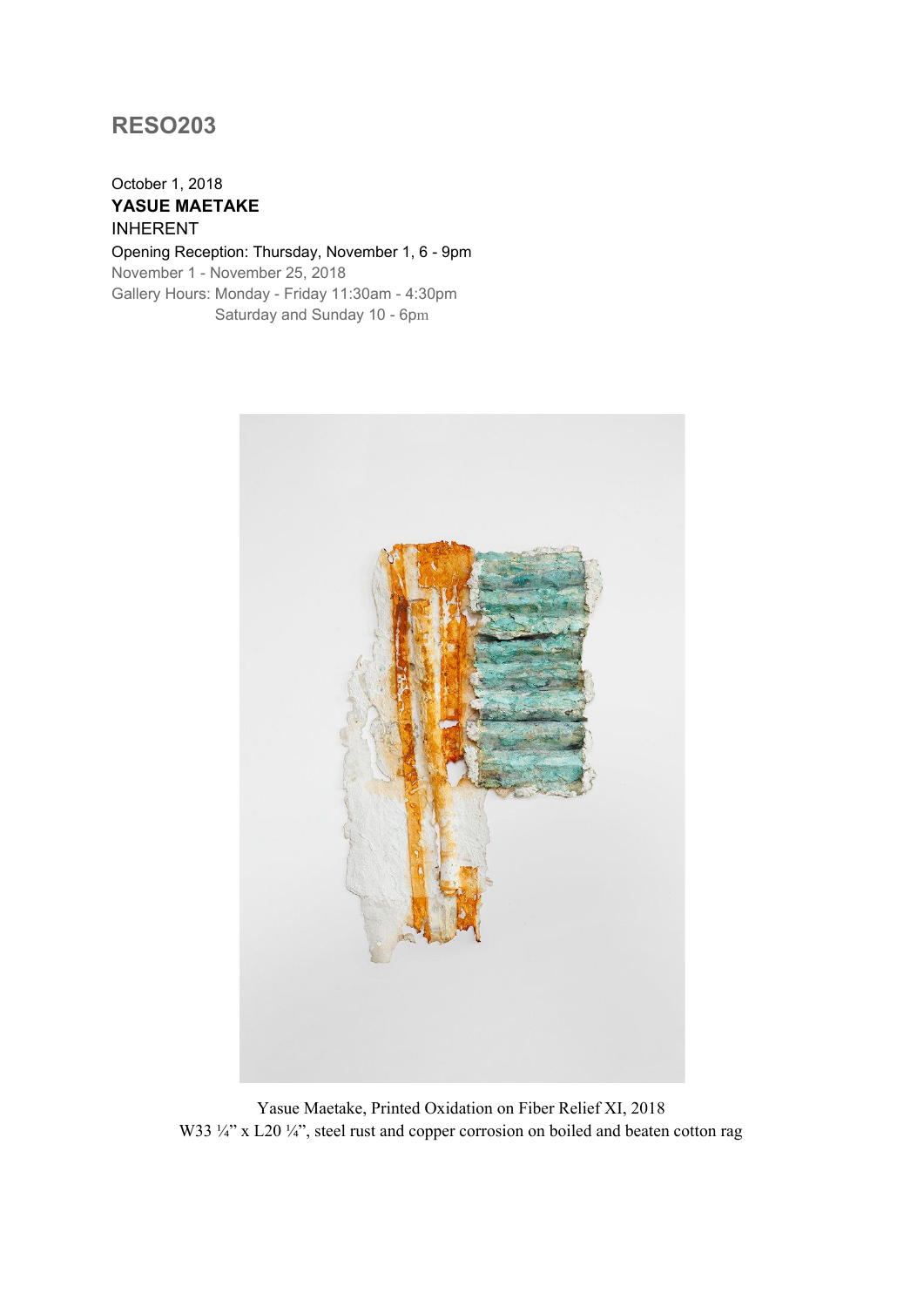# RESO203

October 1, 2018

**YASUE MAETAKE**

INHERENT

Opening Reception: Thursday, November 1, 6 - 9pm

November 1 - November 25, 2018

Gallery Hours: Monday - Friday 11:30am - 4:30pm
Saturday and Sunday 10 - 6pm

Yasue Maetake, Printed Oxidation on Fiber Relief XI, 2018
W33 ¼" x L20 ¼", steel rust and copper corrosion on boiled and beaten cotton rag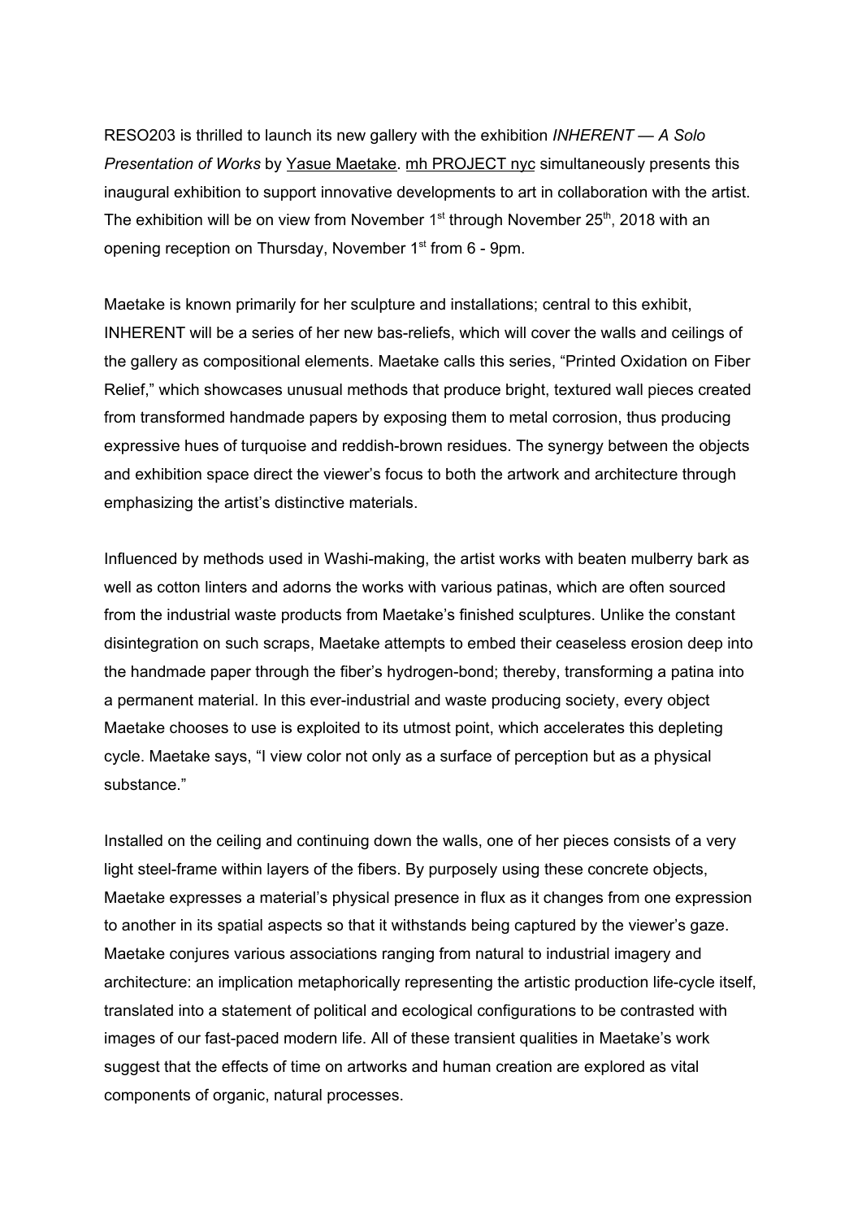RESO203 is thrilled to launch its new gallery with the exhibition *INHERENT — A Solo Presentation of Works* by Yasue Maetake. mh PROJECT nyc simultaneously presents this inaugural exhibition to support innovative developments to art in collaboration with the artist. The exhibition will be on view from November 1st through November 25th, 2018 with an opening reception on Thursday, November 1st from 6 - 9pm.

Maetake is known primarily for her sculpture and installations; central to this exhibit, INHERENT will be a series of her new bas-reliefs, which will cover the walls and ceilings of the gallery as compositional elements. Maetake calls this series, "Printed Oxidation on Fiber Relief," which showcases unusual methods that produce bright, textured wall pieces created from transformed handmade papers by exposing them to metal corrosion, thus producing expressive hues of turquoise and reddish-brown residues. The synergy between the objects and exhibition space direct the viewer's focus to both the artwork and architecture through emphasizing the artist's distinctive materials.

Influenced by methods used in Washi-making, the artist works with beaten mulberry bark as well as cotton linters and adorns the works with various patinas, which are often sourced from the industrial waste products from Maetake's finished sculptures. Unlike the constant disintegration on such scraps, Maetake attempts to embed their ceaseless erosion deep into the handmade paper through the fiber's hydrogen-bond; thereby, transforming a patina into a permanent material. In this ever-industrial and waste producing society, every object Maetake chooses to use is exploited to its utmost point, which accelerates this depleting cycle. Maetake says, "I view color not only as a surface of perception but as a physical substance."

Installed on the ceiling and continuing down the walls, one of her pieces consists of a very light steel-frame within layers of the fibers. By purposely using these concrete objects, Maetake expresses a material's physical presence in flux as it changes from one expression to another in its spatial aspects so that it withstands being captured by the viewer's gaze. Maetake conjures various associations ranging from natural to industrial imagery and architecture: an implication metaphorically representing the artistic production life-cycle itself, translated into a statement of political and ecological configurations to be contrasted with images of our fast-paced modern life. All of these transient qualities in Maetake's work suggest that the effects of time on artworks and human creation are explored as vital components of organic, natural processes.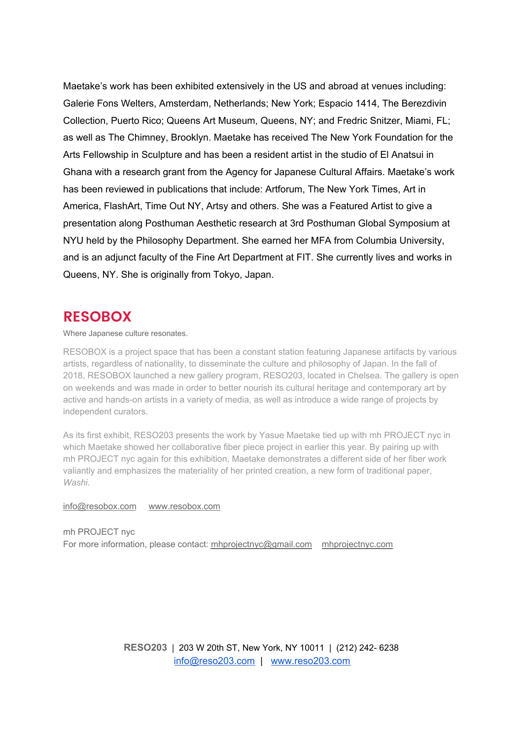Maetake's work has been exhibited extensively in the US and abroad at venues including: Galerie Fons Welters, Amsterdam, Netherlands; New York; Espacio 1414, The Berezdivin Collection, Puerto Rico; Queens Art Museum, Queens, NY; and Fredric Snitzer, Miami, FL; as well as The Chimney, Brooklyn. Maetake has received The New York Foundation for the Arts Fellowship in Sculpture and has been a resident artist in the studio of El Anatsui in Ghana with a research grant from the Agency for Japanese Cultural Affairs. Maetake's work has been reviewed in publications that include: Artforum, The New York Times, Art in America, FlashArt, Time Out NY, Artsy and others. She was a Featured Artist to give a presentation along Posthuman Aesthetic research at 3rd Posthuman Global Symposium at NYU held by the Philosophy Department. She earned her MFA from Columbia University, and is an adjunct faculty of the Fine Art Department at FIT. She currently lives and works in Queens, NY. She is originally from Tokyo, Japan.

## RESOBOX

Where Japanese culture resonates.

RESOBOX is a project space that has been a constant station featuring Japanese artifacts by various artists, regardless of nationality, to disseminate the culture and philosophy of Japan. In the fall of 2018, RESOBOX launched a new gallery program, RESO203, located in Chelsea. The gallery is open on weekends and was made in order to better nourish its cultural heritage and contemporary art by active and hands-on artists in a variety of media, as well as introduce a wide range of projects by independent curators.

As its first exhibit, RESO203 presents the work by Yasue Maetake tied up with mh PROJECT nyc in which Maetake showed her collaborative fiber piece project in earlier this year. By pairing up with mh PROJECT nyc again for this exhibition, Maetake demonstrates a different side of her fiber work valiantly and emphasizes the materiality of her printed creation, a new form of traditional paper, *Washi*.

info@resobox.com    www.resobox.com

mh PROJECT nyc
For more information, please contact: mhprojectnyc@gmail.com    mhprojectnyc.com

**RESO203** | 203 W 20th ST, New York, NY 10011 | (212) 242- 6238
info@reso203.com | www.reso203.com